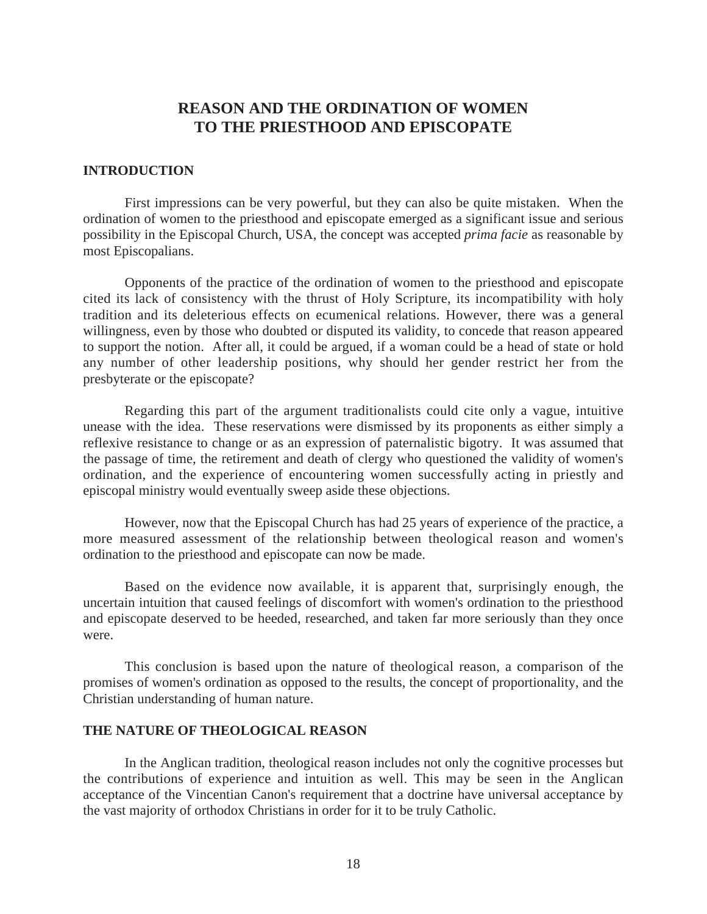# REASON AND THE ORDINATION OF WOMEN TO THE PRIESTHOOD AND EPISCOPATE

## INTRODUCTION

First impressions can be very powerful, but they can also be quite mistaken. When the ordination of women to the priesthood and episcopate emerged as a significant issue and serious possibility in the Episcopal Church, USA, the concept was accepted *prima facie* as reasonable by most Episcopalians.

Opponents of the practice of the ordination of women to the priesthood and episcopate cited its lack of consistency with the thrust of Holy Scripture, its incompatibility with holy tradition and its deleterious effects on ecumenical relations. However, there was a general willingness, even by those who doubted or disputed its validity, to concede that reason appeared to support the notion. After all, it could be argued, if a woman could be a head of state or hold any number of other leadership positions, why should her gender restrict her from the presbyterate or the episcopate?

Regarding this part of the argument traditionalists could cite only a vague, intuitive unease with the idea. These reservations were dismissed by its proponents as either simply a reflexive resistance to change or as an expression of paternalistic bigotry. It was assumed that the passage of time, the retirement and death of clergy who questioned the validity of women's ordination, and the experience of encountering women successfully acting in priestly and episcopal ministry would eventually sweep aside these objections.

However, now that the Episcopal Church has had 25 years of experience of the practice, a more measured assessment of the relationship between theological reason and women's ordination to the priesthood and episcopate can now be made.

Based on the evidence now available, it is apparent that, surprisingly enough, the uncertain intuition that caused feelings of discomfort with women's ordination to the priesthood and episcopate deserved to be heeded, researched, and taken far more seriously than they once were.

This conclusion is based upon the nature of theological reason, a comparison of the promises of women's ordination as opposed to the results, the concept of proportionality, and the Christian understanding of human nature.

## THE NATURE OF THEOLOGICAL REASON

In the Anglican tradition, theological reason includes not only the cognitive processes but the contributions of experience and intuition as well. This may be seen in the Anglican acceptance of the Vincentian Canon's requirement that a doctrine have universal acceptance by the vast majority of orthodox Christians in order for it to be truly Catholic.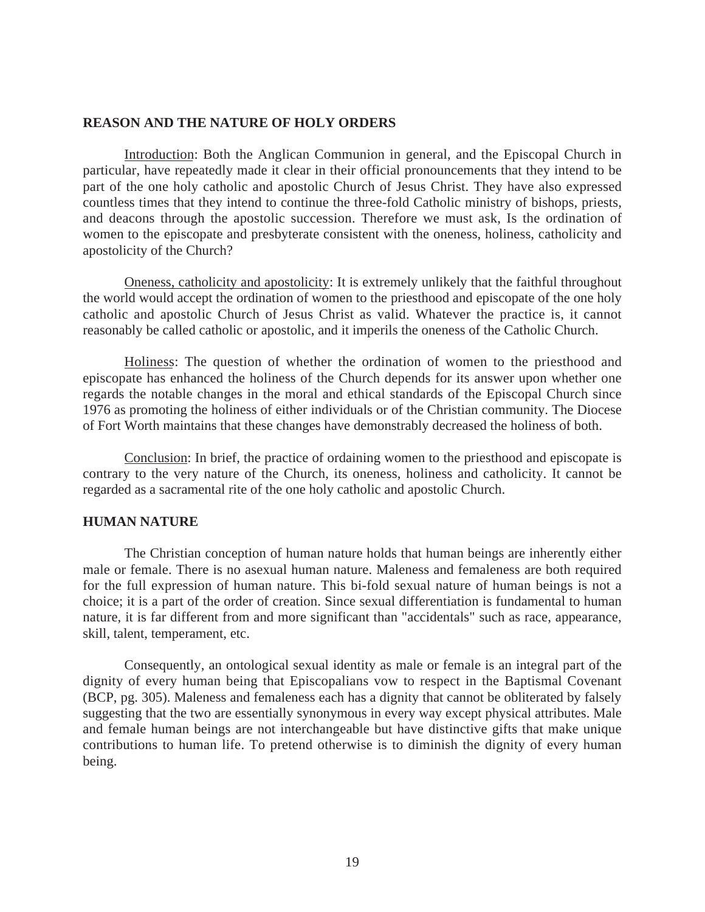## REASON AND THE NATURE OF HOLY ORDERS

Introduction: Both the Anglican Communion in general, and the Episcopal Church in particular, have repeatedly made it clear in their official pronouncements that they intend to be part of the one holy catholic and apostolic Church of Jesus Christ. They have also expressed countless times that they intend to continue the three-fold Catholic ministry of bishops, priests, and deacons through the apostolic succession. Therefore we must ask, Is the ordination of women to the episcopate and presbyterate consistent with the oneness, holiness, catholicity and apostolicity of the Church?

Oneness, catholicity and apostolicity: It is extremely unlikely that the faithful throughout the world would accept the ordination of women to the priesthood and episcopate of the one holy catholic and apostolic Church of Jesus Christ as valid. Whatever the practice is, it cannot reasonably be called catholic or apostolic, and it imperils the oneness of the Catholic Church.

Holiness: The question of whether the ordination of women to the priesthood and episcopate has enhanced the holiness of the Church depends for its answer upon whether one regards the notable changes in the moral and ethical standards of the Episcopal Church since 1976 as promoting the holiness of either individuals or of the Christian community. The Diocese of Fort Worth maintains that these changes have demonstrably decreased the holiness of both.

Conclusion: In brief, the practice of ordaining women to the priesthood and episcopate is contrary to the very nature of the Church, its oneness, holiness and catholicity. It cannot be regarded as a sacramental rite of the one holy catholic and apostolic Church.

## HUMAN NATURE

The Christian conception of human nature holds that human beings are inherently either male or female. There is no asexual human nature. Maleness and femaleness are both required for the full expression of human nature. This bi-fold sexual nature of human beings is not a choice; it is a part of the order of creation. Since sexual differentiation is fundamental to human nature, it is far different from and more significant than "accidentals" such as race, appearance, skill, talent, temperament, etc.

Consequently, an ontological sexual identity as male or female is an integral part of the dignity of every human being that Episcopalians vow to respect in the Baptismal Covenant (BCP, pg. 305). Maleness and femaleness each has a dignity that cannot be obliterated by falsely suggesting that the two are essentially synonymous in every way except physical attributes. Male and female human beings are not interchangeable but have distinctive gifts that make unique contributions to human life. To pretend otherwise is to diminish the dignity of every human being.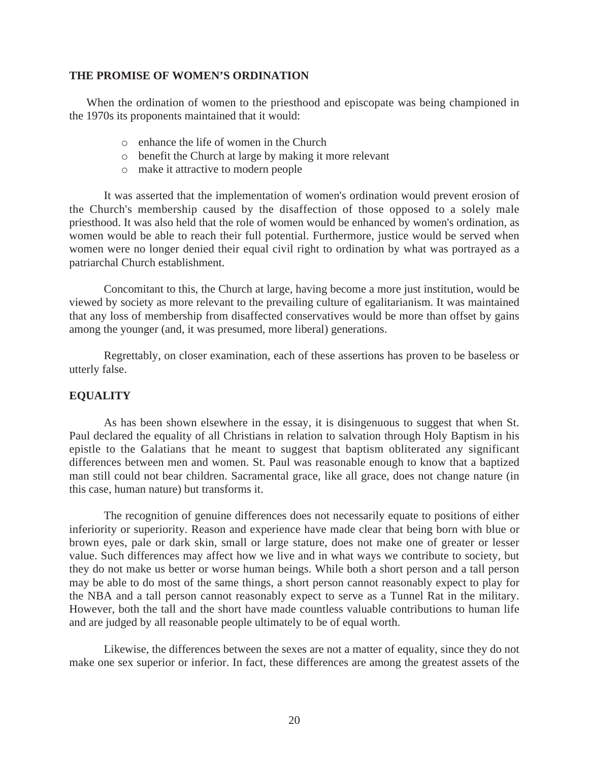## THE PROMISE OF WOMEN'S ORDINATION

When the ordination of women to the priesthood and episcopate was being championed in the 1970s its proponents maintained that it would:

- enhance the life of women in the Church
- benefit the Church at large by making it more relevant
- make it attractive to modern people

It was asserted that the implementation of women's ordination would prevent erosion of the Church's membership caused by the disaffection of those opposed to a solely male priesthood. It was also held that the role of women would be enhanced by women's ordination, as women would be able to reach their full potential. Furthermore, justice would be served when women were no longer denied their equal civil right to ordination by what was portrayed as a patriarchal Church establishment.

Concomitant to this, the Church at large, having become a more just institution, would be viewed by society as more relevant to the prevailing culture of egalitarianism. It was maintained that any loss of membership from disaffected conservatives would be more than offset by gains among the younger (and, it was presumed, more liberal) generations.

Regrettably, on closer examination, each of these assertions has proven to be baseless or utterly false.

## EQUALITY

As has been shown elsewhere in the essay, it is disingenuous to suggest that when St. Paul declared the equality of all Christians in relation to salvation through Holy Baptism in his epistle to the Galatians that he meant to suggest that baptism obliterated any significant differences between men and women. St. Paul was reasonable enough to know that a baptized man still could not bear children. Sacramental grace, like all grace, does not change nature (in this case, human nature) but transforms it.

The recognition of genuine differences does not necessarily equate to positions of either inferiority or superiority. Reason and experience have made clear that being born with blue or brown eyes, pale or dark skin, small or large stature, does not make one of greater or lesser value. Such differences may affect how we live and in what ways we contribute to society, but they do not make us better or worse human beings. While both a short person and a tall person may be able to do most of the same things, a short person cannot reasonably expect to play for the NBA and a tall person cannot reasonably expect to serve as a Tunnel Rat in the military. However, both the tall and the short have made countless valuable contributions to human life and are judged by all reasonable people ultimately to be of equal worth.

Likewise, the differences between the sexes are not a matter of equality, since they do not make one sex superior or inferior. In fact, these differences are among the greatest assets of the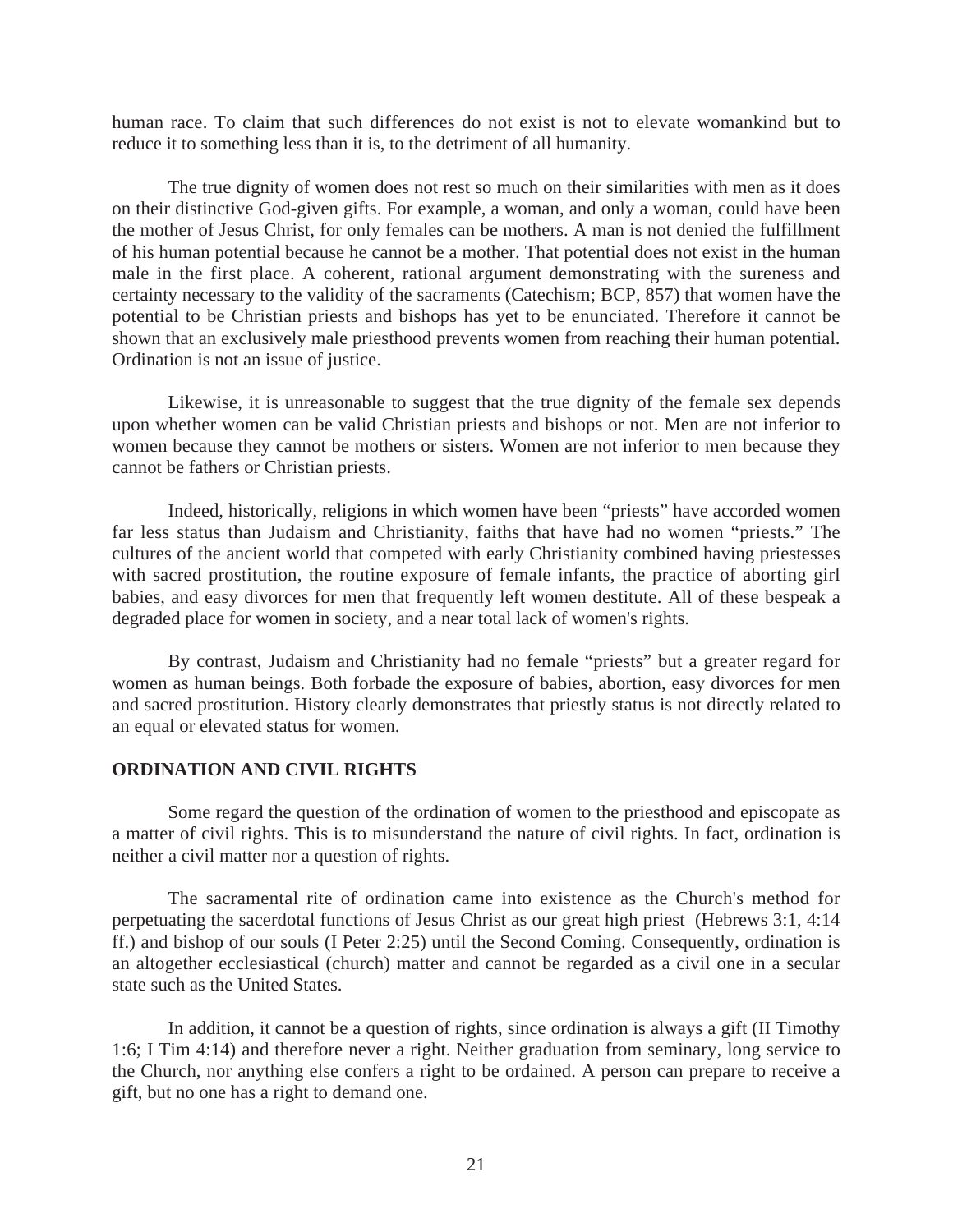human race. To claim that such differences do not exist is not to elevate womankind but to reduce it to something less than it is, to the detriment of all humanity.

The true dignity of women does not rest so much on their similarities with men as it does on their distinctive God-given gifts. For example, a woman, and only a woman, could have been the mother of Jesus Christ, for only females can be mothers. A man is not denied the fulfillment of his human potential because he cannot be a mother. That potential does not exist in the human male in the first place. A coherent, rational argument demonstrating with the sureness and certainty necessary to the validity of the sacraments (Catechism; BCP, 857) that women have the potential to be Christian priests and bishops has yet to be enunciated. Therefore it cannot be shown that an exclusively male priesthood prevents women from reaching their human potential. Ordination is not an issue of justice.

Likewise, it is unreasonable to suggest that the true dignity of the female sex depends upon whether women can be valid Christian priests and bishops or not. Men are not inferior to women because they cannot be mothers or sisters. Women are not inferior to men because they cannot be fathers or Christian priests.

Indeed, historically, religions in which women have been "priests" have accorded women far less status than Judaism and Christianity, faiths that have had no women "priests." The cultures of the ancient world that competed with early Christianity combined having priestesses with sacred prostitution, the routine exposure of female infants, the practice of aborting girl babies, and easy divorces for men that frequently left women destitute. All of these bespeak a degraded place for women in society, and a near total lack of women's rights.

By contrast, Judaism and Christianity had no female "priests" but a greater regard for women as human beings. Both forbade the exposure of babies, abortion, easy divorces for men and sacred prostitution. History clearly demonstrates that priestly status is not directly related to an equal or elevated status for women.

## ORDINATION AND CIVIL RIGHTS

Some regard the question of the ordination of women to the priesthood and episcopate as a matter of civil rights. This is to misunderstand the nature of civil rights. In fact, ordination is neither a civil matter nor a question of rights.

The sacramental rite of ordination came into existence as the Church's method for perpetuating the sacerdotal functions of Jesus Christ as our great high priest (Hebrews 3:1, 4:14 ff.) and bishop of our souls (I Peter 2:25) until the Second Coming. Consequently, ordination is an altogether ecclesiastical (church) matter and cannot be regarded as a civil one in a secular state such as the United States.

In addition, it cannot be a question of rights, since ordination is always a gift (II Timothy 1:6; I Tim 4:14) and therefore never a right. Neither graduation from seminary, long service to the Church, nor anything else confers a right to be ordained. A person can prepare to receive a gift, but no one has a right to demand one.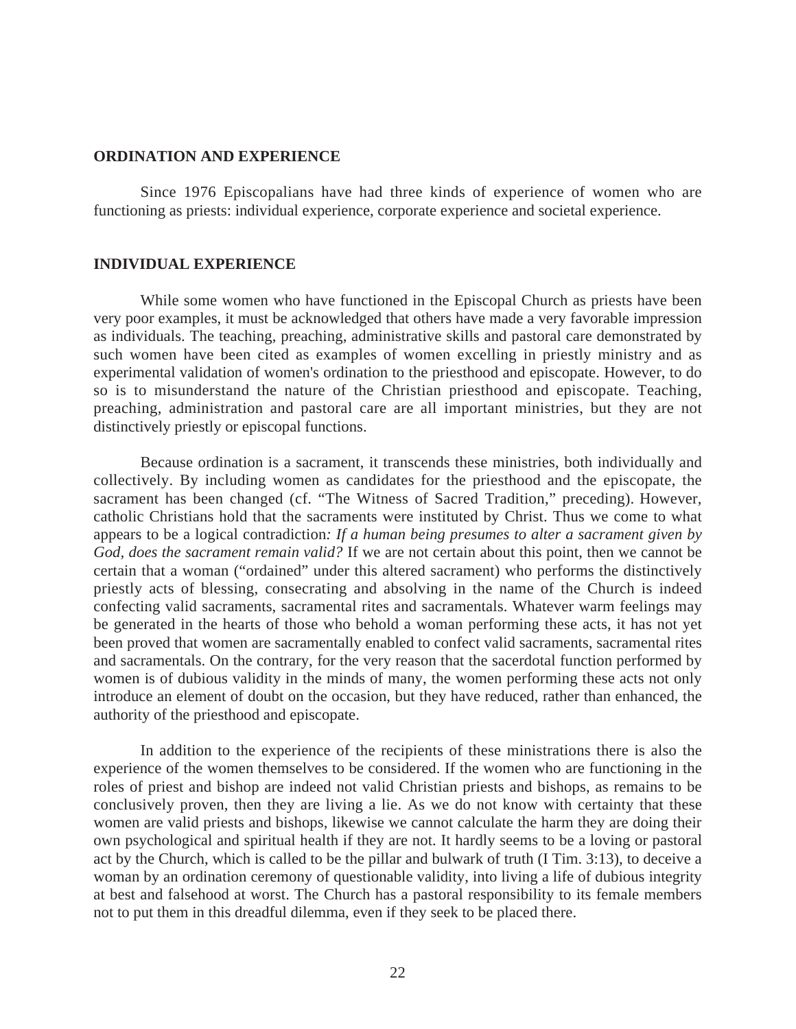## ORDINATION AND EXPERIENCE

Since 1976 Episcopalians have had three kinds of experience of women who are functioning as priests: individual experience, corporate experience and societal experience.

## INDIVIDUAL EXPERIENCE

While some women who have functioned in the Episcopal Church as priests have been very poor examples, it must be acknowledged that others have made a very favorable impression as individuals. The teaching, preaching, administrative skills and pastoral care demonstrated by such women have been cited as examples of women excelling in priestly ministry and as experimental validation of women's ordination to the priesthood and episcopate. However, to do so is to misunderstand the nature of the Christian priesthood and episcopate. Teaching, preaching, administration and pastoral care are all important ministries, but they are not distinctively priestly or episcopal functions.

Because ordination is a sacrament, it transcends these ministries, both individually and collectively. By including women as candidates for the priesthood and the episcopate, the sacrament has been changed (cf. "The Witness of Sacred Tradition," preceding). However, catholic Christians hold that the sacraments were instituted by Christ. Thus we come to what appears to be a logical contradiction*: If a human being presumes to alter a sacrament given by God, does the sacrament remain valid?* If we are not certain about this point, then we cannot be certain that a woman ("ordained" under this altered sacrament) who performs the distinctively priestly acts of blessing, consecrating and absolving in the name of the Church is indeed confecting valid sacraments, sacramental rites and sacramentals. Whatever warm feelings may be generated in the hearts of those who behold a woman performing these acts, it has not yet been proved that women are sacramentally enabled to confect valid sacraments, sacramental rites and sacramentals. On the contrary, for the very reason that the sacerdotal function performed by women is of dubious validity in the minds of many, the women performing these acts not only introduce an element of doubt on the occasion, but they have reduced, rather than enhanced, the authority of the priesthood and episcopate.

In addition to the experience of the recipients of these ministrations there is also the experience of the women themselves to be considered. If the women who are functioning in the roles of priest and bishop are indeed not valid Christian priests and bishops, as remains to be conclusively proven, then they are living a lie. As we do not know with certainty that these women are valid priests and bishops, likewise we cannot calculate the harm they are doing their own psychological and spiritual health if they are not. It hardly seems to be a loving or pastoral act by the Church, which is called to be the pillar and bulwark of truth (I Tim. 3:13), to deceive a woman by an ordination ceremony of questionable validity, into living a life of dubious integrity at best and falsehood at worst. The Church has a pastoral responsibility to its female members not to put them in this dreadful dilemma, even if they seek to be placed there.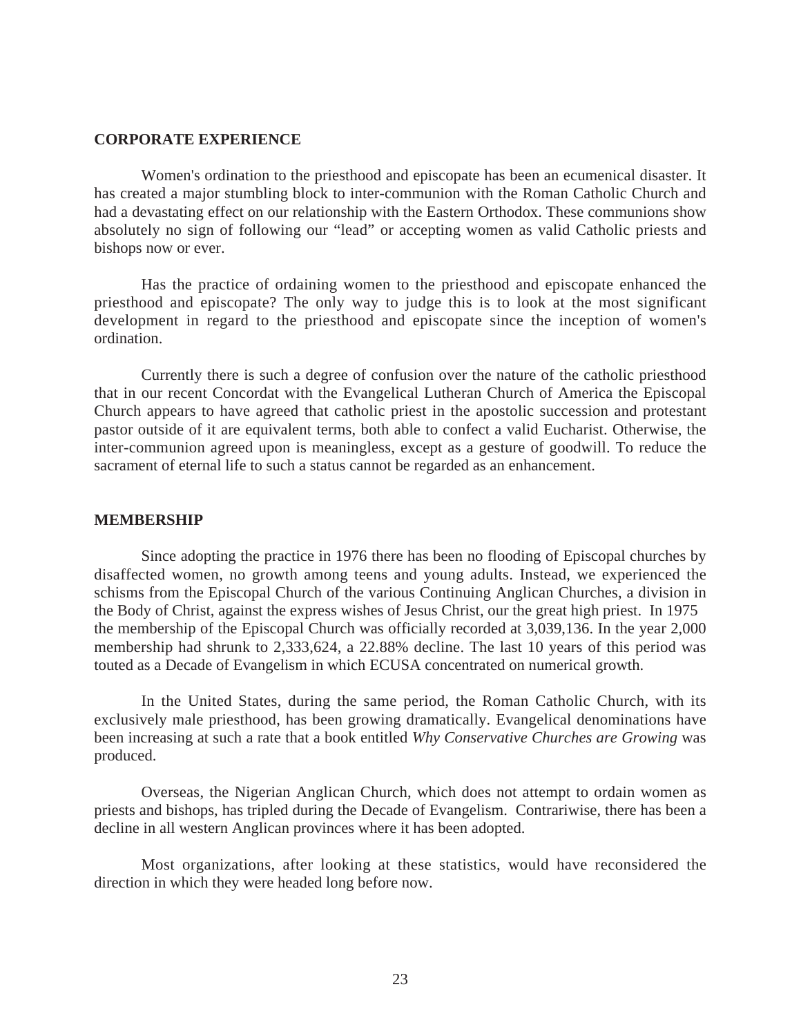## CORPORATE EXPERIENCE

Women's ordination to the priesthood and episcopate has been an ecumenical disaster. It has created a major stumbling block to inter-communion with the Roman Catholic Church and had a devastating effect on our relationship with the Eastern Orthodox. These communions show absolutely no sign of following our "lead" or accepting women as valid Catholic priests and bishops now or ever.

Has the practice of ordaining women to the priesthood and episcopate enhanced the priesthood and episcopate? The only way to judge this is to look at the most significant development in regard to the priesthood and episcopate since the inception of women's ordination.

Currently there is such a degree of confusion over the nature of the catholic priesthood that in our recent Concordat with the Evangelical Lutheran Church of America the Episcopal Church appears to have agreed that catholic priest in the apostolic succession and protestant pastor outside of it are equivalent terms, both able to confect a valid Eucharist. Otherwise, the inter-communion agreed upon is meaningless, except as a gesture of goodwill. To reduce the sacrament of eternal life to such a status cannot be regarded as an enhancement.

## MEMBERSHIP

Since adopting the practice in 1976 there has been no flooding of Episcopal churches by disaffected women, no growth among teens and young adults. Instead, we experienced the schisms from the Episcopal Church of the various Continuing Anglican Churches, a division in the Body of Christ, against the express wishes of Jesus Christ, our the great high priest. In 1975 the membership of the Episcopal Church was officially recorded at 3,039,136. In the year 2,000 membership had shrunk to 2,333,624, a 22.88% decline. The last 10 years of this period was touted as a Decade of Evangelism in which ECUSA concentrated on numerical growth.

In the United States, during the same period, the Roman Catholic Church, with its exclusively male priesthood, has been growing dramatically. Evangelical denominations have been increasing at such a rate that a book entitled *Why Conservative Churches are Growing* was produced.

Overseas, the Nigerian Anglican Church, which does not attempt to ordain women as priests and bishops, has tripled during the Decade of Evangelism. Contrariwise, there has been a decline in all western Anglican provinces where it has been adopted.

Most organizations, after looking at these statistics, would have reconsidered the direction in which they were headed long before now.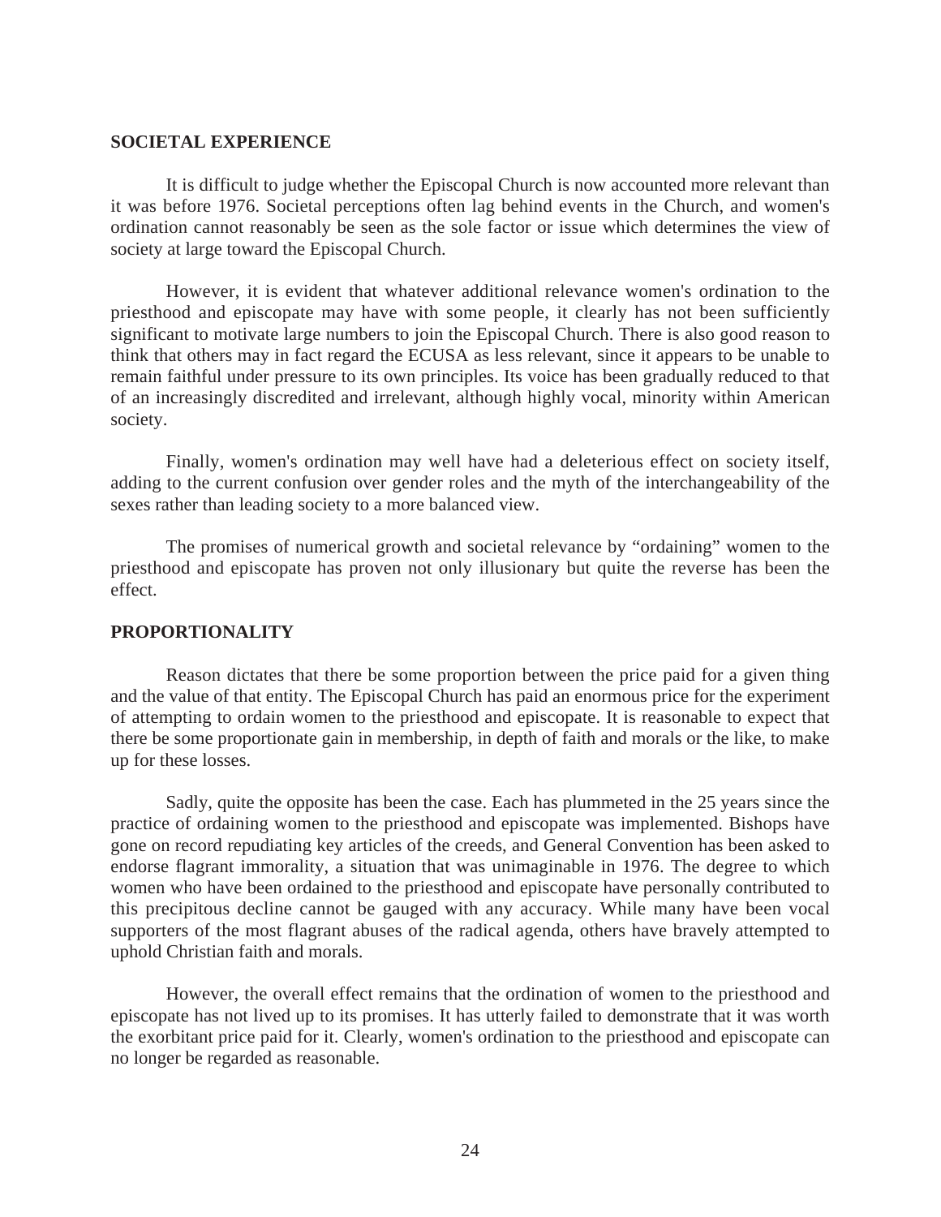## SOCIETAL EXPERIENCE

It is difficult to judge whether the Episcopal Church is now accounted more relevant than it was before 1976. Societal perceptions often lag behind events in the Church, and women's ordination cannot reasonably be seen as the sole factor or issue which determines the view of society at large toward the Episcopal Church.

However, it is evident that whatever additional relevance women's ordination to the priesthood and episcopate may have with some people, it clearly has not been sufficiently significant to motivate large numbers to join the Episcopal Church. There is also good reason to think that others may in fact regard the ECUSA as less relevant, since it appears to be unable to remain faithful under pressure to its own principles. Its voice has been gradually reduced to that of an increasingly discredited and irrelevant, although highly vocal, minority within American society.

Finally, women's ordination may well have had a deleterious effect on society itself, adding to the current confusion over gender roles and the myth of the interchangeability of the sexes rather than leading society to a more balanced view.

The promises of numerical growth and societal relevance by "ordaining" women to the priesthood and episcopate has proven not only illusionary but quite the reverse has been the effect.

## PROPORTIONALITY

Reason dictates that there be some proportion between the price paid for a given thing and the value of that entity. The Episcopal Church has paid an enormous price for the experiment of attempting to ordain women to the priesthood and episcopate. It is reasonable to expect that there be some proportionate gain in membership, in depth of faith and morals or the like, to make up for these losses.

Sadly, quite the opposite has been the case. Each has plummeted in the 25 years since the practice of ordaining women to the priesthood and episcopate was implemented. Bishops have gone on record repudiating key articles of the creeds, and General Convention has been asked to endorse flagrant immorality, a situation that was unimaginable in 1976. The degree to which women who have been ordained to the priesthood and episcopate have personally contributed to this precipitous decline cannot be gauged with any accuracy. While many have been vocal supporters of the most flagrant abuses of the radical agenda, others have bravely attempted to uphold Christian faith and morals.

However, the overall effect remains that the ordination of women to the priesthood and episcopate has not lived up to its promises. It has utterly failed to demonstrate that it was worth the exorbitant price paid for it. Clearly, women's ordination to the priesthood and episcopate can no longer be regarded as reasonable.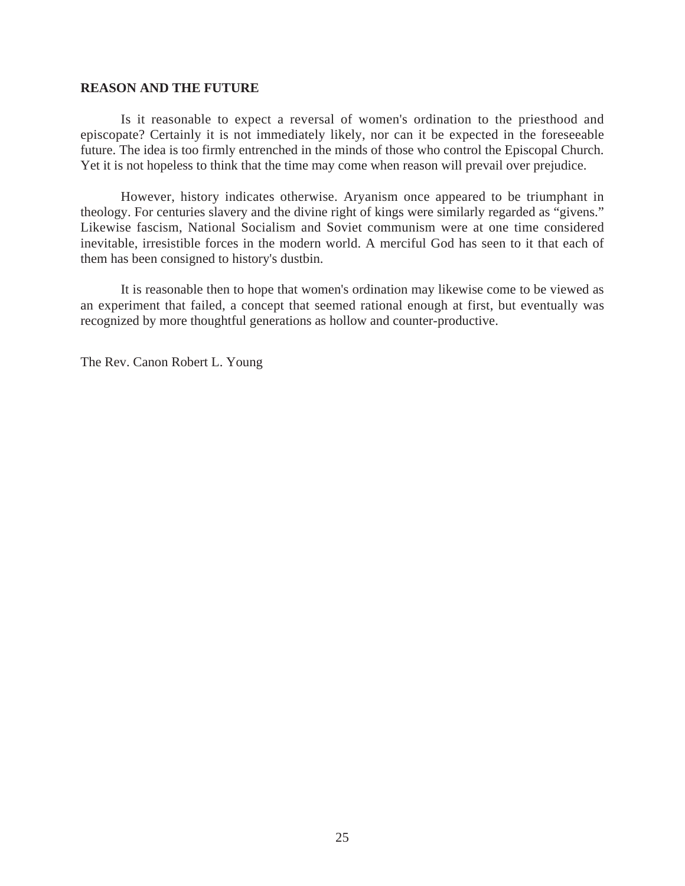**REASON AND THE FUTURE**

Is it reasonable to expect a reversal of women's ordination to the priesthood and episcopate? Certainly it is not immediately likely, nor can it be expected in the foreseeable future. The idea is too firmly entrenched in the minds of those who control the Episcopal Church. Yet it is not hopeless to think that the time may come when reason will prevail over prejudice.

However, history indicates otherwise. Aryanism once appeared to be triumphant in theology. For centuries slavery and the divine right of kings were similarly regarded as “givens.” Likewise fascism, National Socialism and Soviet communism were at one time considered inevitable, irresistible forces in the modern world. A merciful God has seen to it that each of them has been consigned to history's dustbin.

It is reasonable then to hope that women's ordination may likewise come to be viewed as an experiment that failed, a concept that seemed rational enough at first, but eventually was recognized by more thoughtful generations as hollow and counter-productive.

The Rev. Canon Robert L. Young